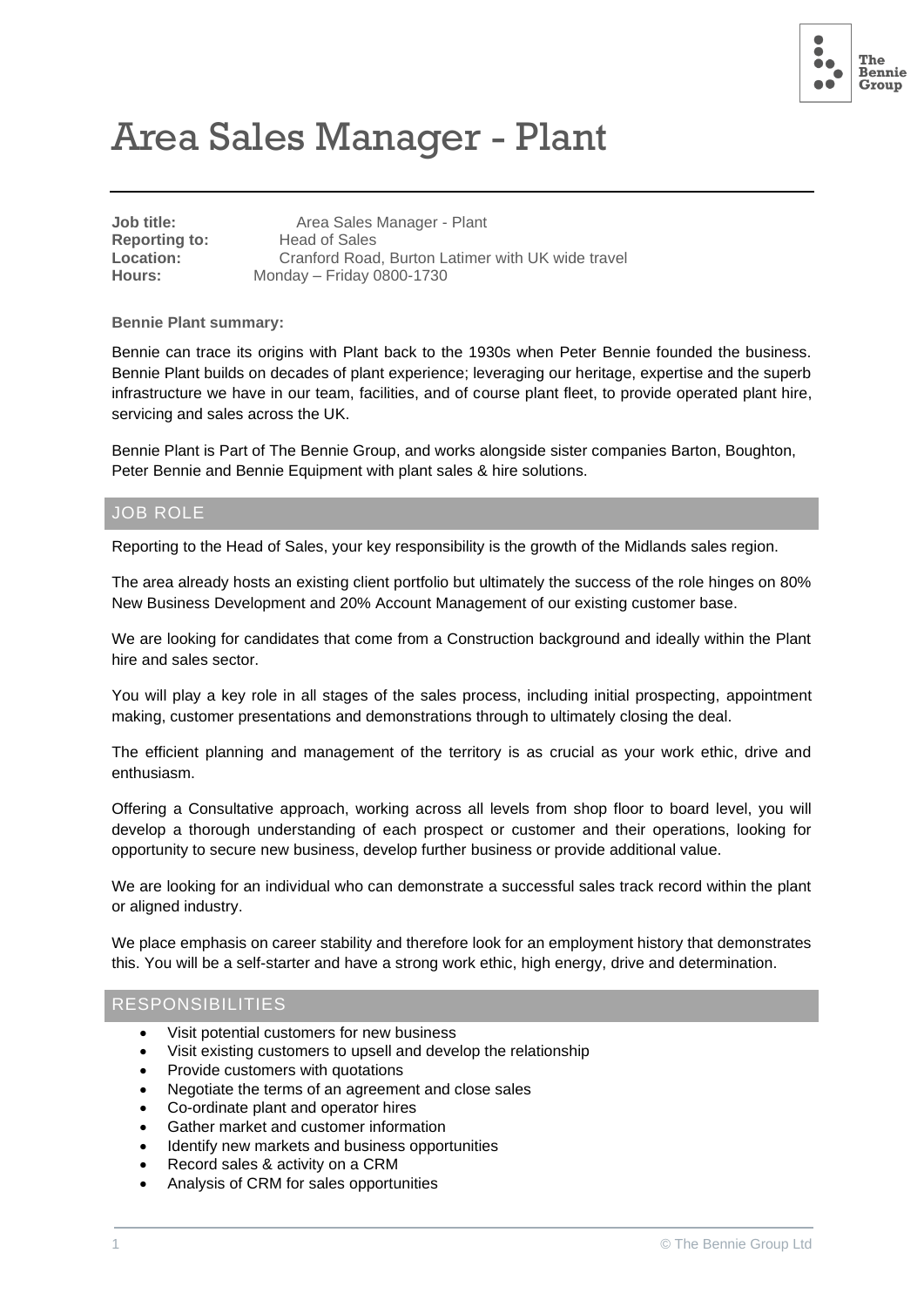# Area Sales Manager - Plant

**Job title:** Area Sales Manager - Plant
**Reporting to:** Head of Sales
**Location:** Cranford Road, Burton Latimer with UK wide travel
**Hours:** Monday – Friday 0800-1730

**Bennie Plant summary:**

Bennie can trace its origins with Plant back to the 1930s when Peter Bennie founded the business. Bennie Plant builds on decades of plant experience; leveraging our heritage, expertise and the superb infrastructure we have in our team, facilities, and of course plant fleet, to provide operated plant hire, servicing and sales across the UK.

Bennie Plant is Part of The Bennie Group, and works alongside sister companies Barton, Boughton, Peter Bennie and Bennie Equipment with plant sales & hire solutions.

## JOB ROLE

Reporting to the Head of Sales, your key responsibility is the growth of the Midlands sales region.

The area already hosts an existing client portfolio but ultimately the success of the role hinges on 80% New Business Development and 20% Account Management of our existing customer base.

We are looking for candidates that come from a Construction background and ideally within the Plant hire and sales sector.

You will play a key role in all stages of the sales process, including initial prospecting, appointment making, customer presentations and demonstrations through to ultimately closing the deal.

The efficient planning and management of the territory is as crucial as your work ethic, drive and enthusiasm.

Offering a Consultative approach, working across all levels from shop floor to board level, you will develop a thorough understanding of each prospect or customer and their operations, looking for opportunity to secure new business, develop further business or provide additional value.

We are looking for an individual who can demonstrate a successful sales track record within the plant or aligned industry.

We place emphasis on career stability and therefore look for an employment history that demonstrates this. You will be a self-starter and have a strong work ethic, high energy, drive and determination.

## RESPONSIBILITIES

- Visit potential customers for new business
- Visit existing customers to upsell and develop the relationship
- Provide customers with quotations
- Negotiate the terms of an agreement and close sales
- Co-ordinate plant and operator hires
- Gather market and customer information
- Identify new markets and business opportunities
- Record sales & activity on a CRM
- Analysis of CRM for sales opportunities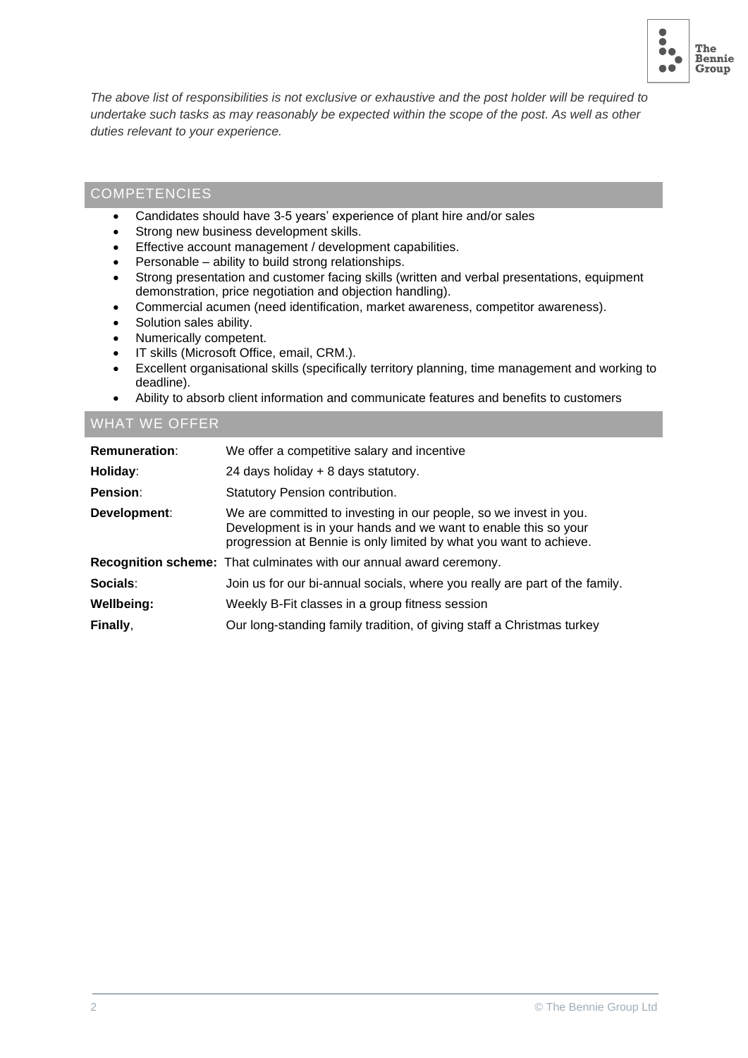*The above list of responsibilities is not exclusive or exhaustive and the post holder will be required to undertake such tasks as may reasonably be expected within the scope of the post. As well as other duties relevant to your experience.*

## COMPETENCIES

- Candidates should have 3-5 years' experience of plant hire and/or sales
- Strong new business development skills.
- Effective account management / development capabilities.
- Personable – ability to build strong relationships.
- Strong presentation and customer facing skills (written and verbal presentations, equipment demonstration, price negotiation and objection handling).
- Commercial acumen (need identification, market awareness, competitor awareness).
- Solution sales ability.
- Numerically competent.
- IT skills (Microsoft Office, email, CRM.).
- Excellent organisational skills (specifically territory planning, time management and working to deadline).
- Ability to absorb client information and communicate features and benefits to customers

## WHAT WE OFFER

| | |
|---|---|
| **Remuneration**: | We offer a competitive salary and incentive |
| **Holiday**: | 24 days holiday + 8 days statutory. |
| **Pension**: | Statutory Pension contribution. |
| **Development**: | We are committed to investing in our people, so we invest in you. Development is in your hands and we want to enable this so your progression at Bennie is only limited by what you want to achieve. |
| **Recognition scheme:** | That culminates with our annual award ceremony. |
| **Socials**: | Join us for our bi-annual socials, where you really are part of the family. |
| **Wellbeing:** | Weekly B-Fit classes in a group fitness session |
| **Finally**, | Our long-standing family tradition, of giving staff a Christmas turkey |

© The Bennie Group Ltd